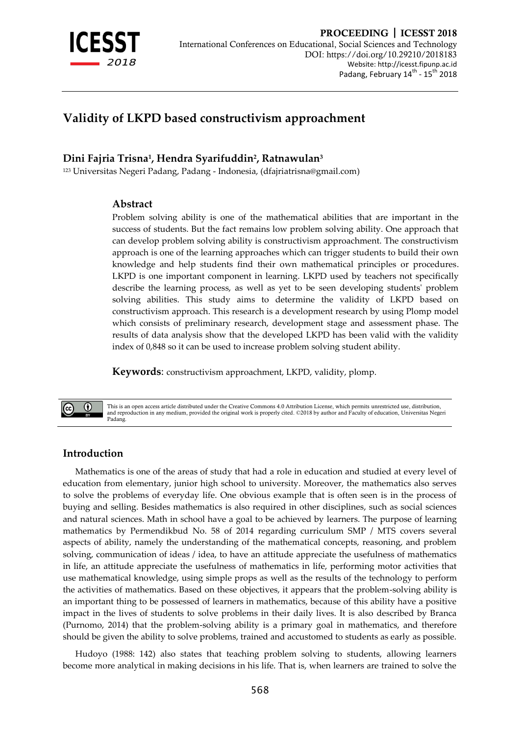# Validity of LKPD based constructivism approachment

**Dini Fajria Trisna[1], Hendra Syarifuddin[2], Ratnawulan[3]**

[123] Universitas Negeri Padang, Padang - Indonesia, (dfajriatrisna@gmail.com)

## Abstract

Problem solving ability is one of the mathematical abilities that are important in the success of students. But the fact remains low problem solving ability. One approach that can develop problem solving ability is constructivism approachment. The constructivism approach is one of the learning approaches which can trigger students to build their own knowledge and help students find their own mathematical principles or procedures. LKPD is one important component in learning. LKPD used by teachers not specifically describe the learning process, as well as yet to be seen developing students' problem solving abilities. This study aims to determine the validity of LKPD based on constructivism approach. This research is a development research by using Plomp model which consists of preliminary research, development stage and assessment phase. The results of data analysis show that the developed LKPD has been valid with the validity index of 0,848 so it can be used to increase problem solving student ability.

**Keywords**: constructivism approachment, LKPD, validity, plomp.

This is an open access article distributed under the Creative Commons 4.0 Attribution License, which permits unrestricted use, distribution, and reproduction in any medium, provided the original work is properly cited. ©2018 by author and Faculty of education, Universitas Negeri Padang.

## Introduction

Mathematics is one of the areas of study that had a role in education and studied at every level of education from elementary, junior high school to university. Moreover, the mathematics also serves to solve the problems of everyday life. One obvious example that is often seen is in the process of buying and selling. Besides mathematics is also required in other disciplines, such as social sciences and natural sciences. Math in school have a goal to be achieved by learners. The purpose of learning mathematics by Permendikbud No. 58 of 2014 regarding curriculum SMP / MTS covers several aspects of ability, namely the understanding of the mathematical concepts, reasoning, and problem solving, communication of ideas / idea, to have an attitude appreciate the usefulness of mathematics in life, an attitude appreciate the usefulness of mathematics in life, performing motor activities that use mathematical knowledge, using simple props as well as the results of the technology to perform the activities of mathematics. Based on these objectives, it appears that the problem-solving ability is an important thing to be possessed of learners in mathematics, because of this ability have a positive impact in the lives of students to solve problems in their daily lives. It is also described by Branca (Purnomo, 2014) that the problem-solving ability is a primary goal in mathematics, and therefore should be given the ability to solve problems, trained and accustomed to students as early as possible.

Hudoyo (1988: 142) also states that teaching problem solving to students, allowing learners become more analytical in making decisions in his life. That is, when learners are trained to solve the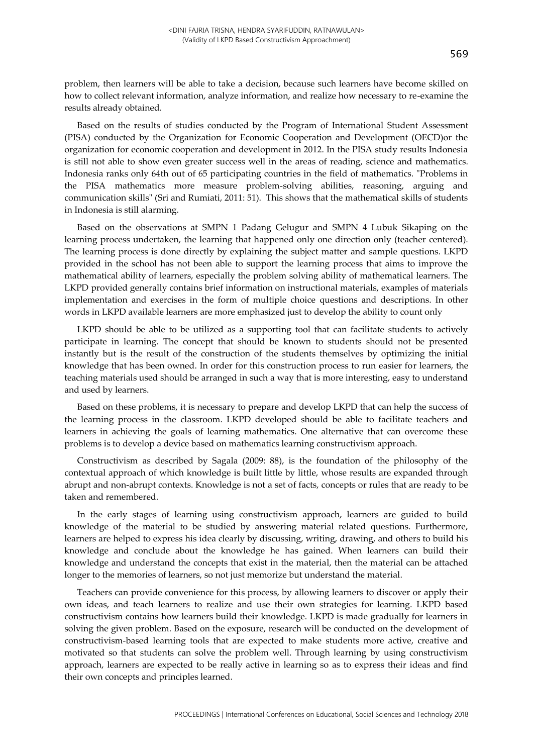problem, then learners will be able to take a decision, because such learners have become skilled on how to collect relevant information, analyze information, and realize how necessary to re-examine the results already obtained.

Based on the results of studies conducted by the Program of International Student Assessment (PISA) conducted by the Organization for Economic Cooperation and Development (OECD)or the organization for economic cooperation and development in 2012. In the PISA study results Indonesia is still not able to show even greater success well in the areas of reading, science and mathematics. Indonesia ranks only 64th out of 65 participating countries in the field of mathematics. "Problems in the PISA mathematics more measure problem-solving abilities, reasoning, arguing and communication skills" (Sri and Rumiati, 2011: 51). This shows that the mathematical skills of students in Indonesia is still alarming.

Based on the observations at SMPN 1 Padang Gelugur and SMPN 4 Lubuk Sikaping on the learning process undertaken, the learning that happened only one direction only (teacher centered). The learning process is done directly by explaining the subject matter and sample questions. LKPD provided in the school has not been able to support the learning process that aims to improve the mathematical ability of learners, especially the problem solving ability of mathematical learners. The LKPD provided generally contains brief information on instructional materials, examples of materials implementation and exercises in the form of multiple choice questions and descriptions. In other words in LKPD available learners are more emphasized just to develop the ability to count only

LKPD should be able to be utilized as a supporting tool that can facilitate students to actively participate in learning. The concept that should be known to students should not be presented instantly but is the result of the construction of the students themselves by optimizing the initial knowledge that has been owned. In order for this construction process to run easier for learners, the teaching materials used should be arranged in such a way that is more interesting, easy to understand and used by learners.

Based on these problems, it is necessary to prepare and develop LKPD that can help the success of the learning process in the classroom. LKPD developed should be able to facilitate teachers and learners in achieving the goals of learning mathematics. One alternative that can overcome these problems is to develop a device based on mathematics learning constructivism approach.

Constructivism as described by Sagala (2009: 88), is the foundation of the philosophy of the contextual approach of which knowledge is built little by little, whose results are expanded through abrupt and non-abrupt contexts. Knowledge is not a set of facts, concepts or rules that are ready to be taken and remembered.

In the early stages of learning using constructivism approach, learners are guided to build knowledge of the material to be studied by answering material related questions. Furthermore, learners are helped to express his idea clearly by discussing, writing, drawing, and others to build his knowledge and conclude about the knowledge he has gained. When learners can build their knowledge and understand the concepts that exist in the material, then the material can be attached longer to the memories of learners, so not just memorize but understand the material.

Teachers can provide convenience for this process, by allowing learners to discover or apply their own ideas, and teach learners to realize and use their own strategies for learning. LKPD based constructivism contains how learners build their knowledge. LKPD is made gradually for learners in solving the given problem. Based on the exposure, research will be conducted on the development of constructivism-based learning tools that are expected to make students more active, creative and motivated so that students can solve the problem well. Through learning by using constructivism approach, learners are expected to be really active in learning so as to express their ideas and find their own concepts and principles learned.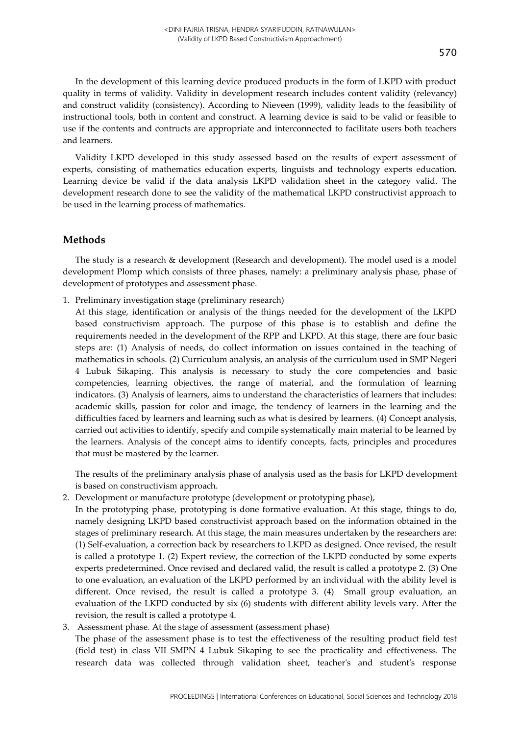In the development of this learning device produced products in the form of LKPD with product quality in terms of validity. Validity in development research includes content validity (relevancy) and construct validity (consistency). According to Nieveen (1999), validity leads to the feasibility of instructional tools, both in content and construct. A learning device is said to be valid or feasible to use if the contents and contructs are appropriate and interconnected to facilitate users both teachers and learners.

Validity LKPD developed in this study assessed based on the results of expert assessment of experts, consisting of mathematics education experts, linguists and technology experts education. Learning device be valid if the data analysis LKPD validation sheet in the category valid. The development research done to see the validity of the mathematical LKPD constructivist approach to be used in the learning process of mathematics.

## Methods

The study is a research & development (Research and development). The model used is a model development Plomp which consists of three phases, namely: a preliminary analysis phase, phase of development of prototypes and assessment phase.

1. Preliminary investigation stage (preliminary research)
   At this stage, identification or analysis of the things needed for the development of the LKPD based constructivism approach. The purpose of this phase is to establish and define the requirements needed in the development of the RPP and LKPD. At this stage, there are four basic steps are: (1) Analysis of needs, do collect information on issues contained in the teaching of mathematics in schools. (2) Curriculum analysis, an analysis of the curriculum used in SMP Negeri 4 Lubuk Sikaping. This analysis is necessary to study the core competencies and basic competencies, learning objectives, the range of material, and the formulation of learning indicators. (3) Analysis of learners, aims to understand the characteristics of learners that includes: academic skills, passion for color and image, the tendency of learners in the learning and the difficulties faced by learners and learning such as what is desired by learners. (4) Concept analysis, carried out activities to identify, specify and compile systematically main material to be learned by the learners. Analysis of the concept aims to identify concepts, facts, principles and procedures that must be mastered by the learner.

   The results of the preliminary analysis phase of analysis used as the basis for LKPD development is based on constructivism approach.
2. Development or manufacture prototype (development or prototyping phase),
   In the prototyping phase, prototyping is done formative evaluation. At this stage, things to do, namely designing LKPD based constructivist approach based on the information obtained in the stages of preliminary research. At this stage, the main measures undertaken by the researchers are: (1) Self-evaluation, a correction back by researchers to LKPD as designed. Once revised, the result is called a prototype 1. (2) Expert review, the correction of the LKPD conducted by some experts experts predetermined. Once revised and declared valid, the result is called a prototype 2. (3) One to one evaluation, an evaluation of the LKPD performed by an individual with the ability level is different. Once revised, the result is called a prototype 3. (4) Small group evaluation, an evaluation of the LKPD conducted by six (6) students with different ability levels vary. After the revision, the result is called a prototype 4.
3. Assessment phase. At the stage of assessment (assessment phase)
   The phase of the assessment phase is to test the effectiveness of the resulting product field test (field test) in class VII SMPN 4 Lubuk Sikaping to see the practicality and effectiveness. The research data was collected through validation sheet, teacher's and student's response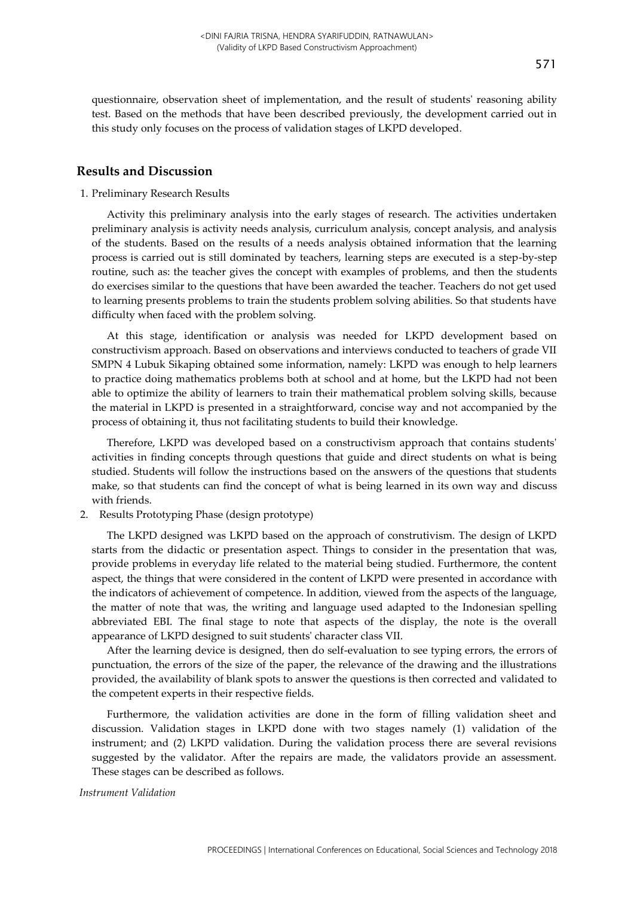questionnaire, observation sheet of implementation, and the result of students' reasoning ability test. Based on the methods that have been described previously, the development carried out in this study only focuses on the process of validation stages of LKPD developed.

## Results and Discussion

1. Preliminary Research Results

Activity this preliminary analysis into the early stages of research. The activities undertaken preliminary analysis is activity needs analysis, curriculum analysis, concept analysis, and analysis of the students. Based on the results of a needs analysis obtained information that the learning process is carried out is still dominated by teachers, learning steps are executed is a step-by-step routine, such as: the teacher gives the concept with examples of problems, and then the students do exercises similar to the questions that have been awarded the teacher. Teachers do not get used to learning presents problems to train the students problem solving abilities. So that students have difficulty when faced with the problem solving.

At this stage, identification or analysis was needed for LKPD development based on constructivism approach. Based on observations and interviews conducted to teachers of grade VII SMPN 4 Lubuk Sikaping obtained some information, namely: LKPD was enough to help learners to practice doing mathematics problems both at school and at home, but the LKPD had not been able to optimize the ability of learners to train their mathematical problem solving skills, because the material in LKPD is presented in a straightforward, concise way and not accompanied by the process of obtaining it, thus not facilitating students to build their knowledge.

Therefore, LKPD was developed based on a constructivism approach that contains students' activities in finding concepts through questions that guide and direct students on what is being studied. Students will follow the instructions based on the answers of the questions that students make, so that students can find the concept of what is being learned in its own way and discuss with friends.

2. Results Prototyping Phase (design prototype)

The LKPD designed was LKPD based on the approach of construtivism. The design of LKPD starts from the didactic or presentation aspect. Things to consider in the presentation that was, provide problems in everyday life related to the material being studied. Furthermore, the content aspect, the things that were considered in the content of LKPD were presented in accordance with the indicators of achievement of competence. In addition, viewed from the aspects of the language, the matter of note that was, the writing and language used adapted to the Indonesian spelling abbreviated EBI. The final stage to note that aspects of the display, the note is the overall appearance of LKPD designed to suit students' character class VII.

After the learning device is designed, then do self-evaluation to see typing errors, the errors of punctuation, the errors of the size of the paper, the relevance of the drawing and the illustrations provided, the availability of blank spots to answer the questions is then corrected and validated to the competent experts in their respective fields.

Furthermore, the validation activities are done in the form of filling validation sheet and discussion. Validation stages in LKPD done with two stages namely (1) validation of the instrument; and (2) LKPD validation. During the validation process there are several revisions suggested by the validator. After the repairs are made, the validators provide an assessment. These stages can be described as follows.

*Instrument Validation*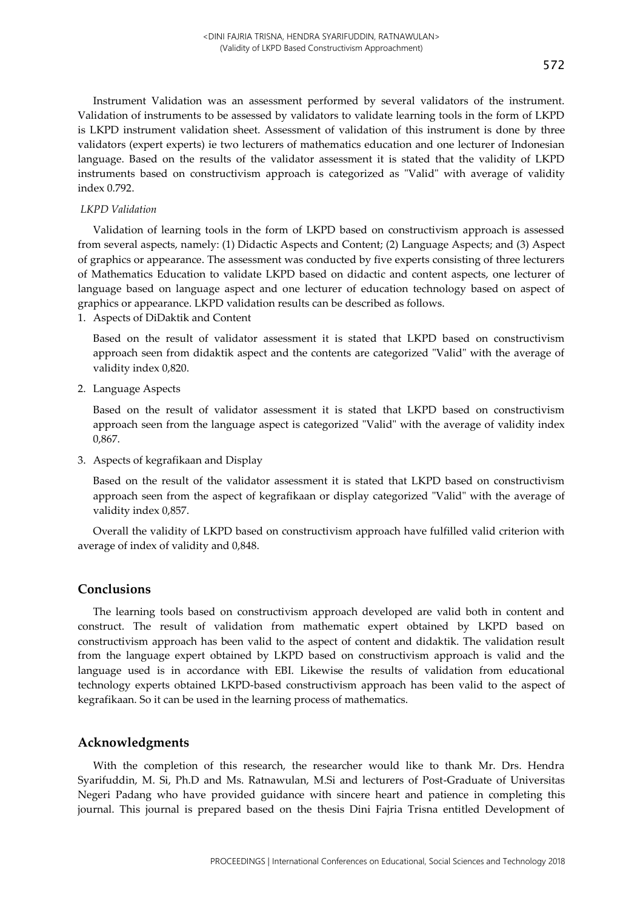Instrument Validation was an assessment performed by several validators of the instrument. Validation of instruments to be assessed by validators to validate learning tools in the form of LKPD is LKPD instrument validation sheet. Assessment of validation of this instrument is done by three validators (expert experts) ie two lecturers of mathematics education and one lecturer of Indonesian language. Based on the results of the validator assessment it is stated that the validity of LKPD instruments based on constructivism approach is categorized as "Valid" with average of validity index 0.792.

*LKPD Validation*

Validation of learning tools in the form of LKPD based on constructivism approach is assessed from several aspects, namely: (1) Didactic Aspects and Content; (2) Language Aspects; and (3) Aspect of graphics or appearance. The assessment was conducted by five experts consisting of three lecturers of Mathematics Education to validate LKPD based on didactic and content aspects, one lecturer of language based on language aspect and one lecturer of education technology based on aspect of graphics or appearance. LKPD validation results can be described as follows.

1. Aspects of DiDaktik and Content

   Based on the result of validator assessment it is stated that LKPD based on constructivism approach seen from didaktik aspect and the contents are categorized "Valid" with the average of validity index 0,820.

2. Language Aspects

   Based on the result of validator assessment it is stated that LKPD based on constructivism approach seen from the language aspect is categorized "Valid" with the average of validity index 0,867.

3. Aspects of kegrafikaan and Display

   Based on the result of the validator assessment it is stated that LKPD based on constructivism approach seen from the aspect of kegrafikaan or display categorized "Valid" with the average of validity index 0,857.

Overall the validity of LKPD based on constructivism approach have fulfilled valid criterion with average of index of validity and 0,848.

## Conclusions

The learning tools based on constructivism approach developed are valid both in content and construct. The result of validation from mathematic expert obtained by LKPD based on constructivism approach has been valid to the aspect of content and didaktik. The validation result from the language expert obtained by LKPD based on constructivism approach is valid and the language used is in accordance with EBI. Likewise the results of validation from educational technology experts obtained LKPD-based constructivism approach has been valid to the aspect of kegrafikaan. So it can be used in the learning process of mathematics.

## Acknowledgments

With the completion of this research, the researcher would like to thank Mr. Drs. Hendra Syarifuddin, M. Si, Ph.D and Ms. Ratnawulan, M.Si and lecturers of Post-Graduate of Universitas Negeri Padang who have provided guidance with sincere heart and patience in completing this journal. This journal is prepared based on the thesis Dini Fajria Trisna entitled Development of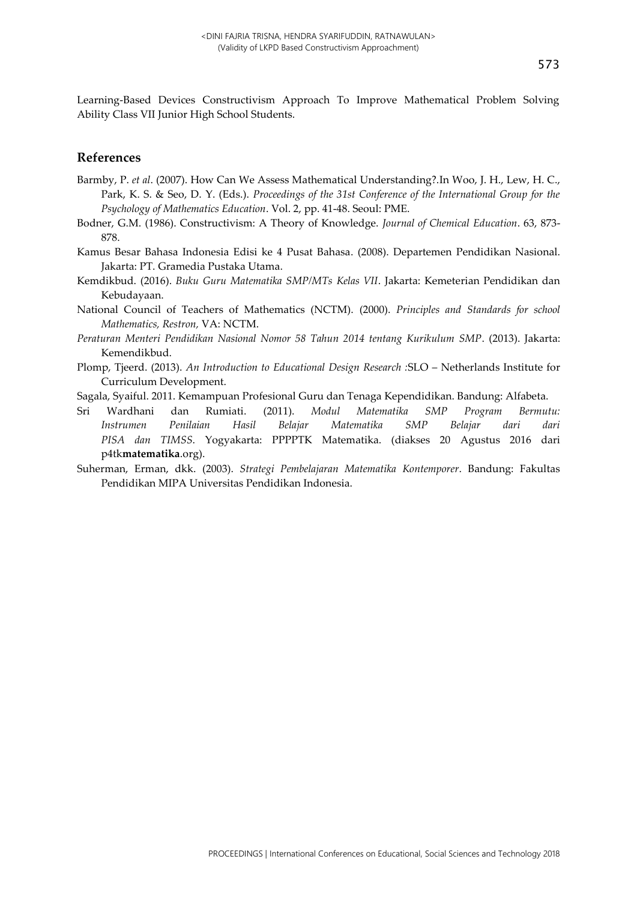Learning-Based Devices Constructivism Approach To Improve Mathematical Problem Solving Ability Class VII Junior High School Students.

## References

Barmby, P. *et al*. (2007). How Can We Assess Mathematical Understanding?.In Woo, J. H., Lew, H. C., Park, K. S. & Seo, D. Y. (Eds.). *Proceedings of the 31st Conference of the International Group for the Psychology of Mathematics Education*. Vol. 2, pp. 41-48. Seoul: PME.

Bodner, G.M. (1986). Constructivism: A Theory of Knowledge. *Journal of Chemical Education*. 63, 873-878.

Kamus Besar Bahasa Indonesia Edisi ke 4 Pusat Bahasa. (2008). Departemen Pendidikan Nasional. Jakarta: PT. Gramedia Pustaka Utama.

Kemdikbud. (2016). *Buku Guru Matematika SMP/MTs Kelas VII*. Jakarta: Kemeterian Pendidikan dan Kebudayaan.

National Council of Teachers of Mathematics (NCTM). (2000). *Principles and Standards for school Mathematics, Restron,* VA: NCTM.

*Peraturan Menteri Pendidikan Nasional Nomor 58 Tahun 2014 tentang Kurikulum SMP*. (2013). Jakarta: Kemendikbud.

Plomp, Tjeerd. (2013). *An Introduction to Educational Design Research* :SLO – Netherlands Institute for Curriculum Development.

Sagala, Syaiful. 2011. Kemampuan Profesional Guru dan Tenaga Kependidikan. Bandung: Alfabeta.

Sri Wardhani dan Rumiati. (2011). *Modul Matematika SMP Program Bermutu: Instrumen Penilaian Hasil Belajar Matematika SMP Belajar dari dari PISA dan TIMSS*. Yogyakarta: PPPPTK Matematika. (diakses 20 Agustus 2016 dari p4tk**matematika**.org).

Suherman, Erman, dkk. (2003). *Strategi Pembelajaran Matematika Kontemporer*. Bandung: Fakultas Pendidikan MIPA Universitas Pendidikan Indonesia.